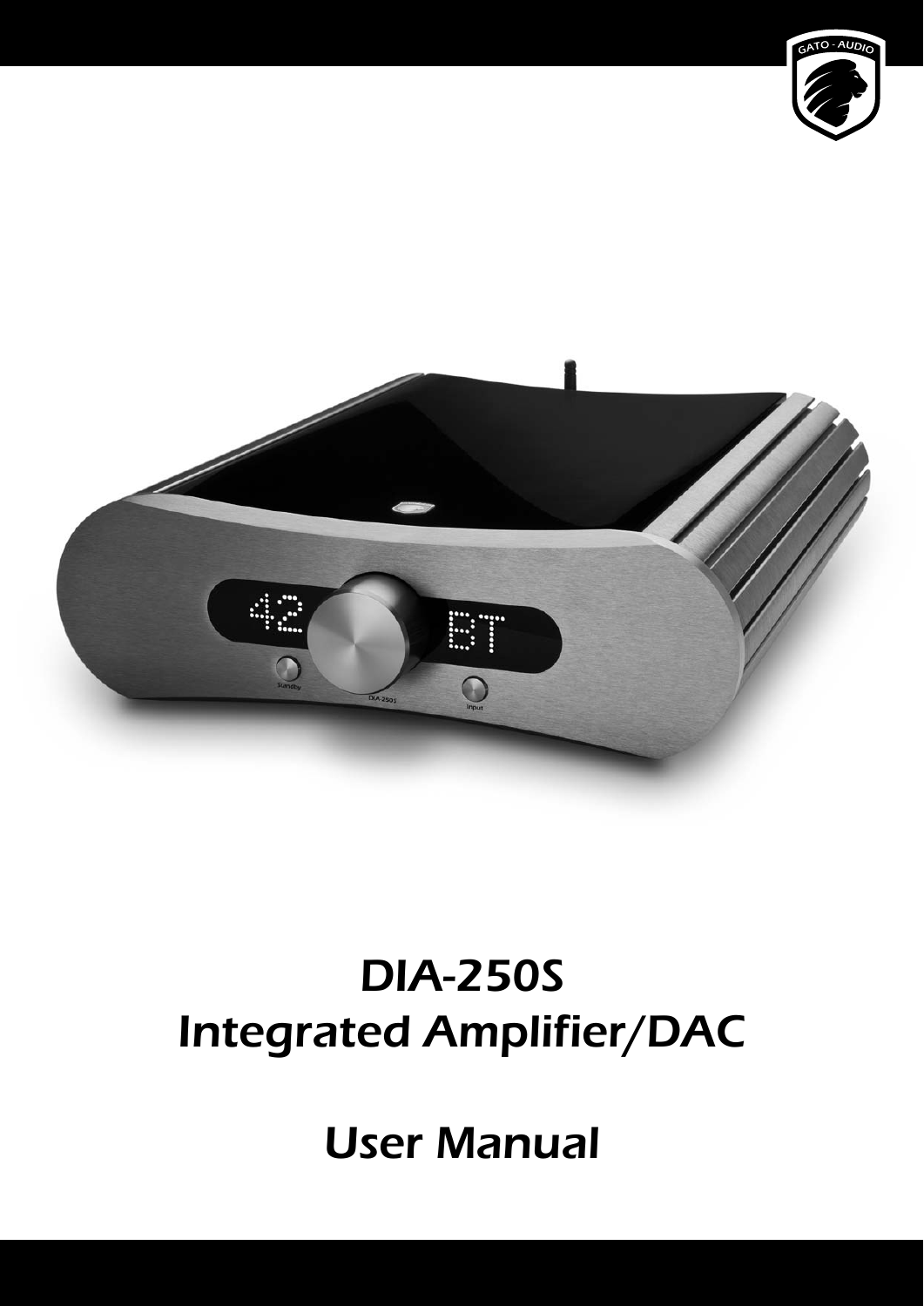# DIA-250S
# Integrated Amplifier/DAC

# User Manual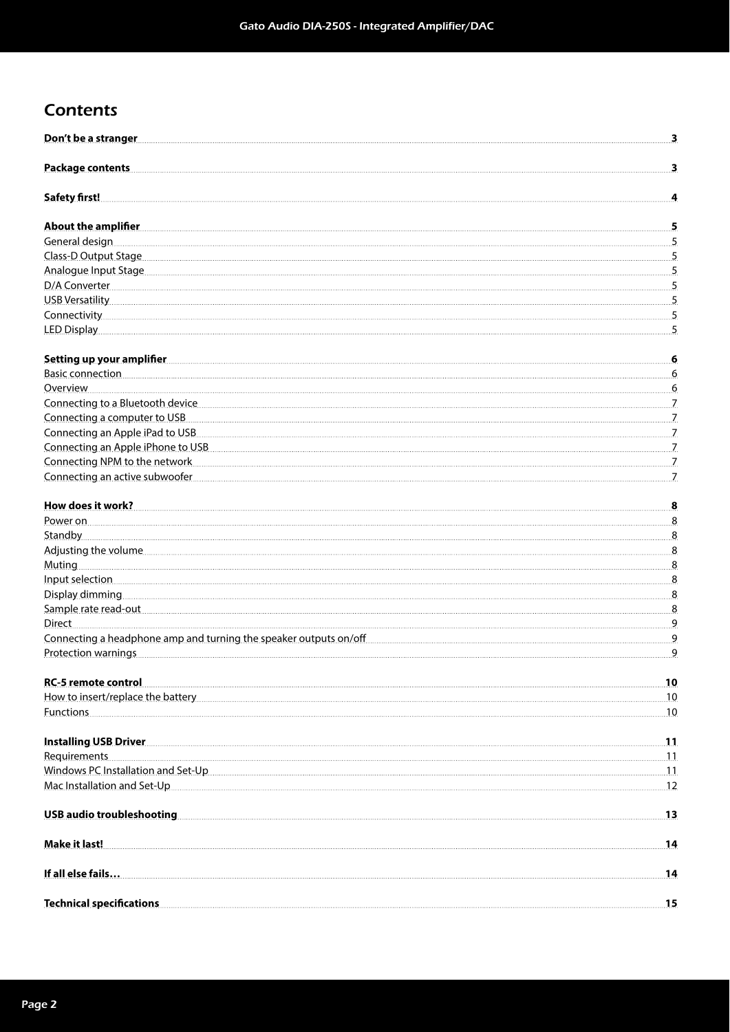# Contents

| | |
|---|---|
| **Don't be a stranger** | **3** |
| **Package contents** | **3** |
| **Safety first!** | **4** |
| **About the amplifier** | **5** |
| General design | 5 |
| Class-D Output Stage | 5 |
| Analogue Input Stage | 5 |
| D/A Converter | 5 |
| USB Versatility | 5 |
| Connectivity | 5 |
| LED Display | 5 |
| **Setting up your amplifier** | **6** |
| Basic connection | 6 |
| Overview | 6 |
| Connecting to a Bluetooth device | 7 |
| Connecting a computer to USB | 7 |
| Connecting an Apple iPad to USB | 7 |
| Connecting an Apple iPhone to USB | 7 |
| Connecting NPM to the network | 7 |
| Connecting an active subwoofer | 7 |
| **How does it work?** | **8** |
| Power on | 8 |
| Standby | 8 |
| Adjusting the volume | 8 |
| Muting | 8 |
| Input selection | 8 |
| Display dimming | 8 |
| Sample rate read-out | 8 |
| Direct | 9 |
| Connecting a headphone amp and turning the speaker outputs on/off | 9 |
| Protection warnings | 9 |
| **RC-5 remote control** | **10** |
| How to insert/replace the battery | 10 |
| Functions | 10 |
| **Installing USB Driver** | **11** |
| Requirements | 11 |
| Windows PC Installation and Set-Up | 11 |
| Mac Installation and Set-Up | 12 |
| **USB audio troubleshooting** | **13** |
| **Make it last!** | **14** |
| **If all else fails…** | **14** |
| **Technical specifications** | **15** |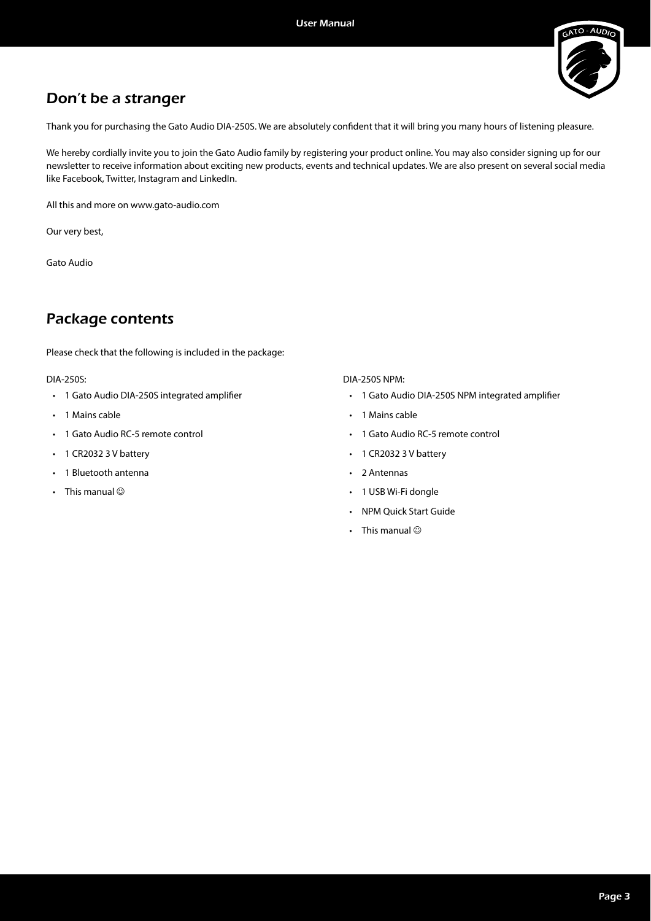## Don't be a stranger

Thank you for purchasing the Gato Audio DIA-250S. We are absolutely confident that it will bring you many hours of listening pleasure.

We hereby cordially invite you to join the Gato Audio family by registering your product online. You may also consider signing up for our newsletter to receive information about exciting new products, events and technical updates. We are also present on several social media like Facebook, Twitter, Instagram and LinkedIn.

All this and more on www.gato-audio.com

Our very best,

Gato Audio

## Package contents

Please check that the following is included in the package:

DIA-250S:

- 1 Gato Audio DIA-250S integrated amplifier
- 1 Mains cable
- 1 Gato Audio RC-5 remote control
- 1 CR2032 3 V battery
- 1 Bluetooth antenna
- This manual ☺

DIA-250S NPM:

- 1 Gato Audio DIA-250S NPM integrated amplifier
- 1 Mains cable
- 1 Gato Audio RC-5 remote control
- 1 CR2032 3 V battery
- 2 Antennas
- 1 USB Wi-Fi dongle
- NPM Quick Start Guide
- This manual ☺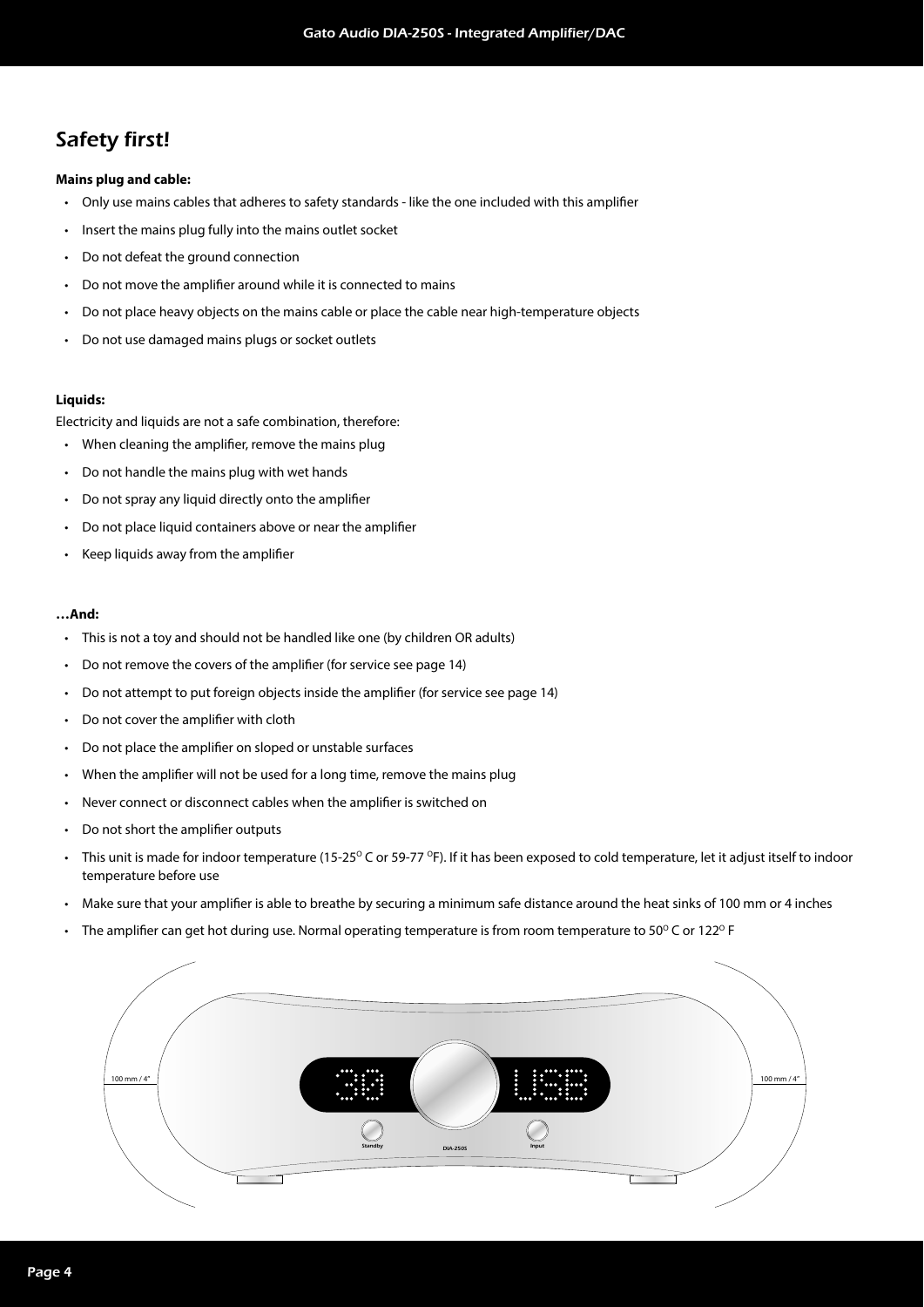## Safety first!

**Mains plug and cable:**

- Only use mains cables that adheres to safety standards - like the one included with this amplifier
- Insert the mains plug fully into the mains outlet socket
- Do not defeat the ground connection
- Do not move the amplifier around while it is connected to mains
- Do not place heavy objects on the mains cable or place the cable near high-temperature objects
- Do not use damaged mains plugs or socket outlets

**Liquids:**

Electricity and liquids are not a safe combination, therefore:

- When cleaning the amplifier, remove the mains plug
- Do not handle the mains plug with wet hands
- Do not spray any liquid directly onto the amplifier
- Do not place liquid containers above or near the amplifier
- Keep liquids away from the amplifier

**…And:**

- This is not a toy and should not be handled like one (by children OR adults)
- Do not remove the covers of the amplifier (for service see page 14)
- Do not attempt to put foreign objects inside the amplifier (for service see page 14)
- Do not cover the amplifier with cloth
- Do not place the amplifier on sloped or unstable surfaces
- When the amplifier will not be used for a long time, remove the mains plug
- Never connect or disconnect cables when the amplifier is switched on
- Do not short the amplifier outputs
- This unit is made for indoor temperature (15-25$^{O}$ C or 59-77 $^{O}$F). If it has been exposed to cold temperature, let it adjust itself to indoor temperature before use
- Make sure that your amplifier is able to breathe by securing a minimum safe distance around the heat sinks of 100 mm or 4 inches
- The amplifier can get hot during use. Normal operating temperature is from room temperature to 50$^{O}$ C or 122$^{O}$ F

100 mm / 4"

Standby DIA-250S Input

100 mm / 4"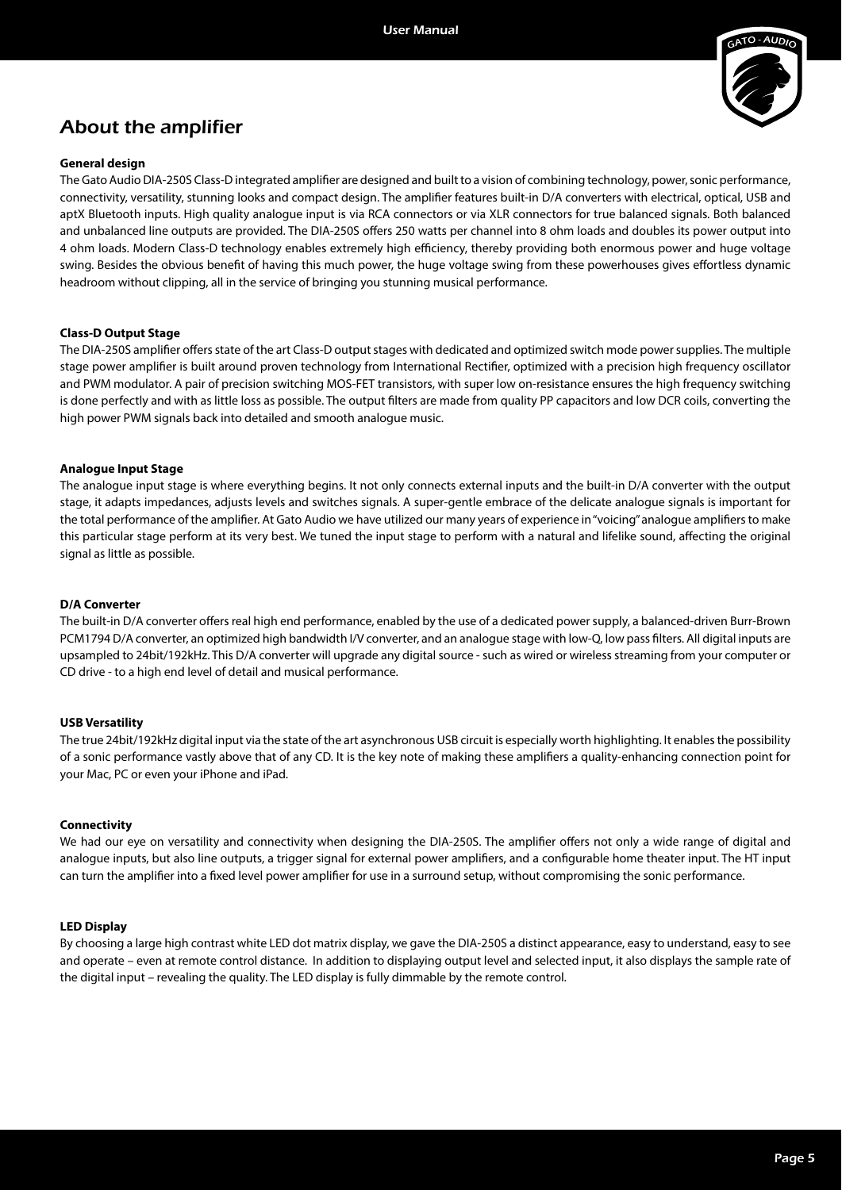## About the amplifier

**General design**

The Gato Audio DIA-250S Class-D integrated amplifier are designed and built to a vision of combining technology, power, sonic performance, connectivity, versatility, stunning looks and compact design. The amplifier features built-in D/A converters with electrical, optical, USB and aptX Bluetooth inputs. High quality analogue input is via RCA connectors or via XLR connectors for true balanced signals. Both balanced and unbalanced line outputs are provided. The DIA-250S offers 250 watts per channel into 8 ohm loads and doubles its power output into 4 ohm loads. Modern Class-D technology enables extremely high efficiency, thereby providing both enormous power and huge voltage swing. Besides the obvious benefit of having this much power, the huge voltage swing from these powerhouses gives effortless dynamic headroom without clipping, all in the service of bringing you stunning musical performance.

**Class-D Output Stage**

The DIA-250S amplifier offers state of the art Class-D output stages with dedicated and optimized switch mode power supplies. The multiple stage power amplifier is built around proven technology from International Rectifier, optimized with a precision high frequency oscillator and PWM modulator. A pair of precision switching MOS-FET transistors, with super low on-resistance ensures the high frequency switching is done perfectly and with as little loss as possible. The output filters are made from quality PP capacitors and low DCR coils, converting the high power PWM signals back into detailed and smooth analogue music.

**Analogue Input Stage**

The analogue input stage is where everything begins. It not only connects external inputs and the built-in D/A converter with the output stage, it adapts impedances, adjusts levels and switches signals. A super-gentle embrace of the delicate analogue signals is important for the total performance of the amplifier. At Gato Audio we have utilized our many years of experience in "voicing" analogue amplifiers to make this particular stage perform at its very best. We tuned the input stage to perform with a natural and lifelike sound, affecting the original signal as little as possible.

**D/A Converter**

The built-in D/A converter offers real high end performance, enabled by the use of a dedicated power supply, a balanced-driven Burr-Brown PCM1794 D/A converter, an optimized high bandwidth I/V converter, and an analogue stage with low-Q, low pass filters. All digital inputs are upsampled to 24bit/192kHz. This D/A converter will upgrade any digital source - such as wired or wireless streaming from your computer or CD drive - to a high end level of detail and musical performance.

**USB Versatility**

The true 24bit/192kHz digital input via the state of the art asynchronous USB circuit is especially worth highlighting. It enables the possibility of a sonic performance vastly above that of any CD. It is the key note of making these amplifiers a quality-enhancing connection point for your Mac, PC or even your iPhone and iPad.

**Connectivity**

We had our eye on versatility and connectivity when designing the DIA-250S. The amplifier offers not only a wide range of digital and analogue inputs, but also line outputs, a trigger signal for external power amplifiers, and a configurable home theater input. The HT input can turn the amplifier into a fixed level power amplifier for use in a surround setup, without compromising the sonic performance.

**LED Display**

By choosing a large high contrast white LED dot matrix display, we gave the DIA-250S a distinct appearance, easy to understand, easy to see and operate – even at remote control distance. In addition to displaying output level and selected input, it also displays the sample rate of the digital input – revealing the quality. The LED display is fully dimmable by the remote control.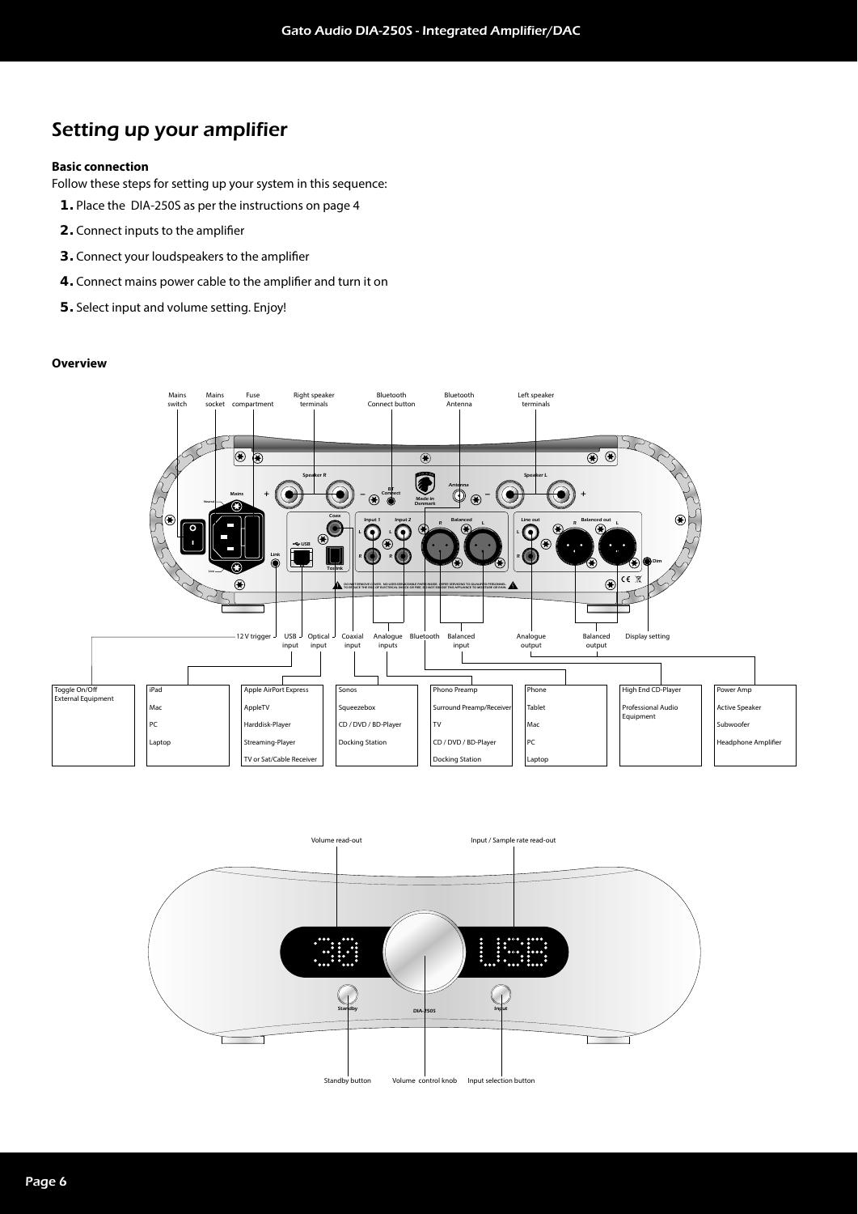# Setting up your amplifier

**Basic connection**

Follow these steps for setting up your system in this sequence:

1. Place the DIA-250S as per the instructions on page 4
2. Connect inputs to the amplifier
3. Connect your loudspeakers to the amplifier
4. Connect mains power cable to the amplifier and turn it on
5. Select input and volume setting. Enjoy!

**Overview**

Mains switch · Mains socket · Fuse compartment · Right speaker terminals · Bluetooth Connect button · Bluetooth Antenna · Left speaker terminals

12 V trigger · USB input · Optical input · Coaxial input · Analogue inputs · Bluetooth · Balanced input · Analogue output · Balanced output · Display setting

| 12 V trigger | USB input | Optical input | Coaxial input | Analogue inputs / Bluetooth | Bluetooth | Balanced input | Analogue / Balanced output |
|---|---|---|---|---|---|---|---|
| Toggle On/Off External Equipment | iPad | Apple AirPort Express | Sonos | Phono Preamp | Phone | High End CD-Player | Power Amp |
| | Mac | AppleTV | Squeezebox | Surround Preamp/Receiver | Tablet | Professional Audio Equipment | Active Speaker |
| | PC | Harddisk-Player | CD / DVD / BD-Player | TV | Mac | | Subwoofer |
| | Laptop | Streaming-Player | Docking Station | CD / DVD / BD-Player | PC | | Headphone Amplifier |
| | | TV or Sat/Cable Receiver | | Docking Station | Laptop | | |

Volume read-out · Input / Sample rate read-out

Standby button · Volume control knob · Input selection button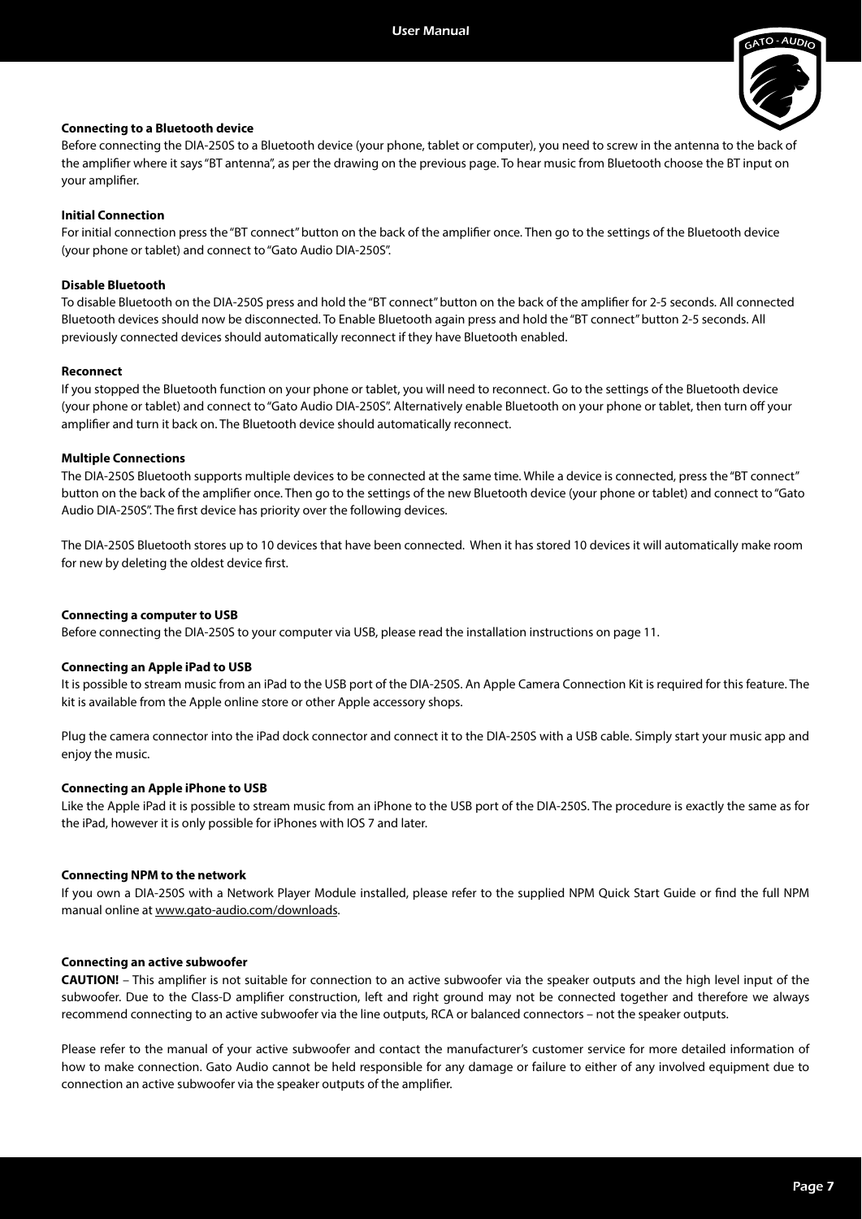### Connecting to a Bluetooth device

Before connecting the DIA-250S to a Bluetooth device (your phone, tablet or computer), you need to screw in the antenna to the back of the amplifier where it says "BT antenna", as per the drawing on the previous page. To hear music from Bluetooth choose the BT input on your amplifier.

### Initial Connection

For initial connection press the "BT connect" button on the back of the amplifier once. Then go to the settings of the Bluetooth device (your phone or tablet) and connect to "Gato Audio DIA-250S".

### Disable Bluetooth

To disable Bluetooth on the DIA-250S press and hold the "BT connect" button on the back of the amplifier for 2-5 seconds. All connected Bluetooth devices should now be disconnected. To Enable Bluetooth again press and hold the "BT connect" button 2-5 seconds. All previously connected devices should automatically reconnect if they have Bluetooth enabled.

### Reconnect

If you stopped the Bluetooth function on your phone or tablet, you will need to reconnect. Go to the settings of the Bluetooth device (your phone or tablet) and connect to "Gato Audio DIA-250S". Alternatively enable Bluetooth on your phone or tablet, then turn off your amplifier and turn it back on. The Bluetooth device should automatically reconnect.

### Multiple Connections

The DIA-250S Bluetooth supports multiple devices to be connected at the same time. While a device is connected, press the "BT connect" button on the back of the amplifier once. Then go to the settings of the new Bluetooth device (your phone or tablet) and connect to "Gato Audio DIA-250S". The first device has priority over the following devices.

The DIA-250S Bluetooth stores up to 10 devices that have been connected. When it has stored 10 devices it will automatically make room for new by deleting the oldest device first.

### Connecting a computer to USB

Before connecting the DIA-250S to your computer via USB, please read the installation instructions on page 11.

### Connecting an Apple iPad to USB

It is possible to stream music from an iPad to the USB port of the DIA-250S. An Apple Camera Connection Kit is required for this feature. The kit is available from the Apple online store or other Apple accessory shops.

Plug the camera connector into the iPad dock connector and connect it to the DIA-250S with a USB cable. Simply start your music app and enjoy the music.

### Connecting an Apple iPhone to USB

Like the Apple iPad it is possible to stream music from an iPhone to the USB port of the DIA-250S. The procedure is exactly the same as for the iPad, however it is only possible for iPhones with IOS 7 and later.

### Connecting NPM to the network

If you own a DIA-250S with a Network Player Module installed, please refer to the supplied NPM Quick Start Guide or find the full NPM manual online at www.gato-audio.com/downloads.

### Connecting an active subwoofer

**CAUTION!** – This amplifier is not suitable for connection to an active subwoofer via the speaker outputs and the high level input of the subwoofer. Due to the Class-D amplifier construction, left and right ground may not be connected together and therefore we always recommend connecting to an active subwoofer via the line outputs, RCA or balanced connectors – not the speaker outputs.

Please refer to the manual of your active subwoofer and contact the manufacturer's customer service for more detailed information of how to make connection. Gato Audio cannot be held responsible for any damage or failure to either of any involved equipment due to connection an active subwoofer via the speaker outputs of the amplifier.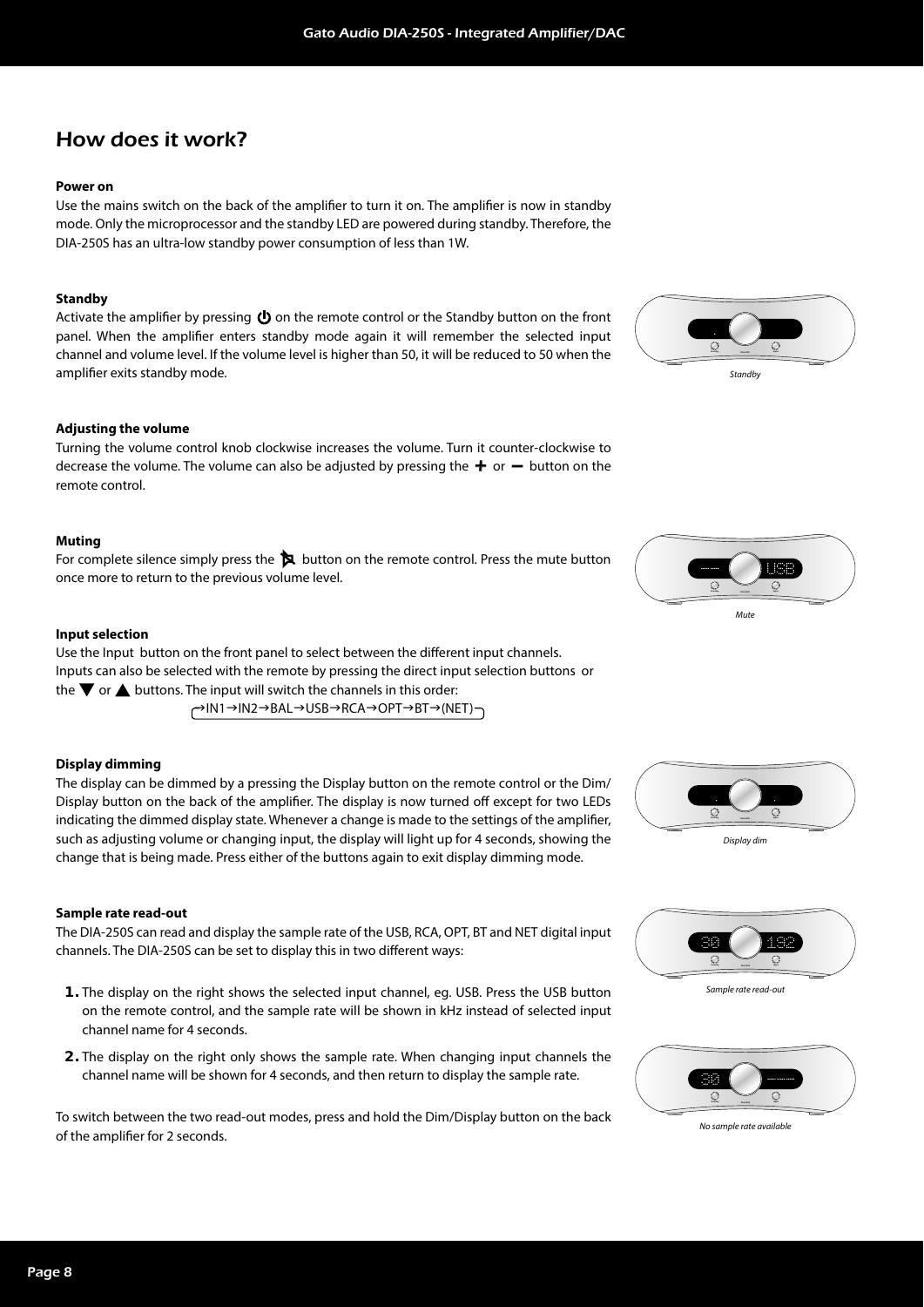## How does it work?

**Power on**

Use the mains switch on the back of the amplifier to turn it on. The amplifier is now in standby mode. Only the microprocessor and the standby LED are powered during standby. Therefore, the DIA-250S has an ultra-low standby power consumption of less than 1W.

**Standby**

Activate the amplifier by pressing ⏻ on the remote control or the Standby button on the front panel. When the amplifier enters standby mode again it will remember the selected input channel and volume level. If the volume level is higher than 50, it will be reduced to 50 when the amplifier exits standby mode.

*Standby*

**Adjusting the volume**

Turning the volume control knob clockwise increases the volume. Turn it counter-clockwise to decrease the volume. The volume can also be adjusted by pressing the + or − button on the remote control.

**Muting**

For complete silence simply press the mute button on the remote control. Press the mute button once more to return to the previous volume level.

*Mute*

**Input selection**

Use the Input button on the front panel to select between the different input channels.
Inputs can also be selected with the remote by pressing the direct input selection buttons or the ▼ or ▲ buttons. The input will switch the channels in this order:

→IN1→IN2→BAL→USB→RCA→OPT→BT→(NET)

**Display dimming**

The display can be dimmed by a pressing the Display button on the remote control or the Dim/Display button on the back of the amplifier. The display is now turned off except for two LEDs indicating the dimmed display state. Whenever a change is made to the settings of the amplifier, such as adjusting volume or changing input, the display will light up for 4 seconds, showing the change that is being made. Press either of the buttons again to exit display dimming mode.

*Display dim*

**Sample rate read-out**

The DIA-250S can read and display the sample rate of the USB, RCA, OPT, BT and NET digital input channels. The DIA-250S can be set to display this in two different ways:

1. The display on the right shows the selected input channel, eg. USB. Press the USB button on the remote control, and the sample rate will be shown in kHz instead of selected input channel name for 4 seconds.
2. The display on the right only shows the sample rate. When changing input channels the channel name will be shown for 4 seconds, and then return to display the sample rate.

To switch between the two read-out modes, press and hold the Dim/Display button on the back of the amplifier for 2 seconds.

*Sample rate read-out*

*No sample rate available*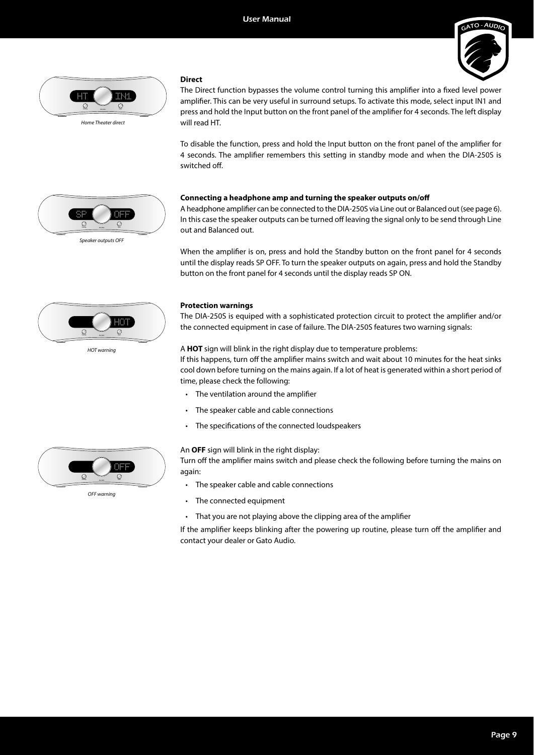*Home Theater direct*

**Direct**

The Direct function bypasses the volume control turning this amplifier into a fixed level power amplifier. This can be very useful in surround setups. To activate this mode, select input IN1 and press and hold the Input button on the front panel of the amplifier for 4 seconds. The left display will read HT.

To disable the function, press and hold the Input button on the front panel of the amplifier for 4 seconds. The amplifier remembers this setting in standby mode and when the DIA-250S is switched off.

*Speaker outputs OFF*

**Connecting a headphone amp and turning the speaker outputs on/off**

A headphone amplifier can be connected to the DIA-250S via Line out or Balanced out (see page 6). In this case the speaker outputs can be turned off leaving the signal only to be send through Line out and Balanced out.

When the amplifier is on, press and hold the Standby button on the front panel for 4 seconds until the display reads SP OFF. To turn the speaker outputs on again, press and hold the Standby button on the front panel for 4 seconds until the display reads SP ON.

*HOT warning*

**Protection warnings**

The DIA-250S is equiped with a sophisticated protection circuit to protect the amplifier and/or the connected equipment in case of failure. The DIA-250S features two warning signals:

A **HOT** sign will blink in the right display due to temperature problems:
If this happens, turn off the amplifier mains switch and wait about 10 minutes for the heat sinks cool down before turning on the mains again. If a lot of heat is generated within a short period of time, please check the following:

- The ventilation around the amplifier
- The speaker cable and cable connections
- The specifications of the connected loudspeakers

*OFF warning*

An **OFF** sign will blink in the right display:
Turn off the amplifier mains switch and please check the following before turning the mains on again:

- The speaker cable and cable connections
- The connected equipment
- That you are not playing above the clipping area of the amplifier

If the amplifier keeps blinking after the powering up routine, please turn off the amplifier and contact your dealer or Gato Audio.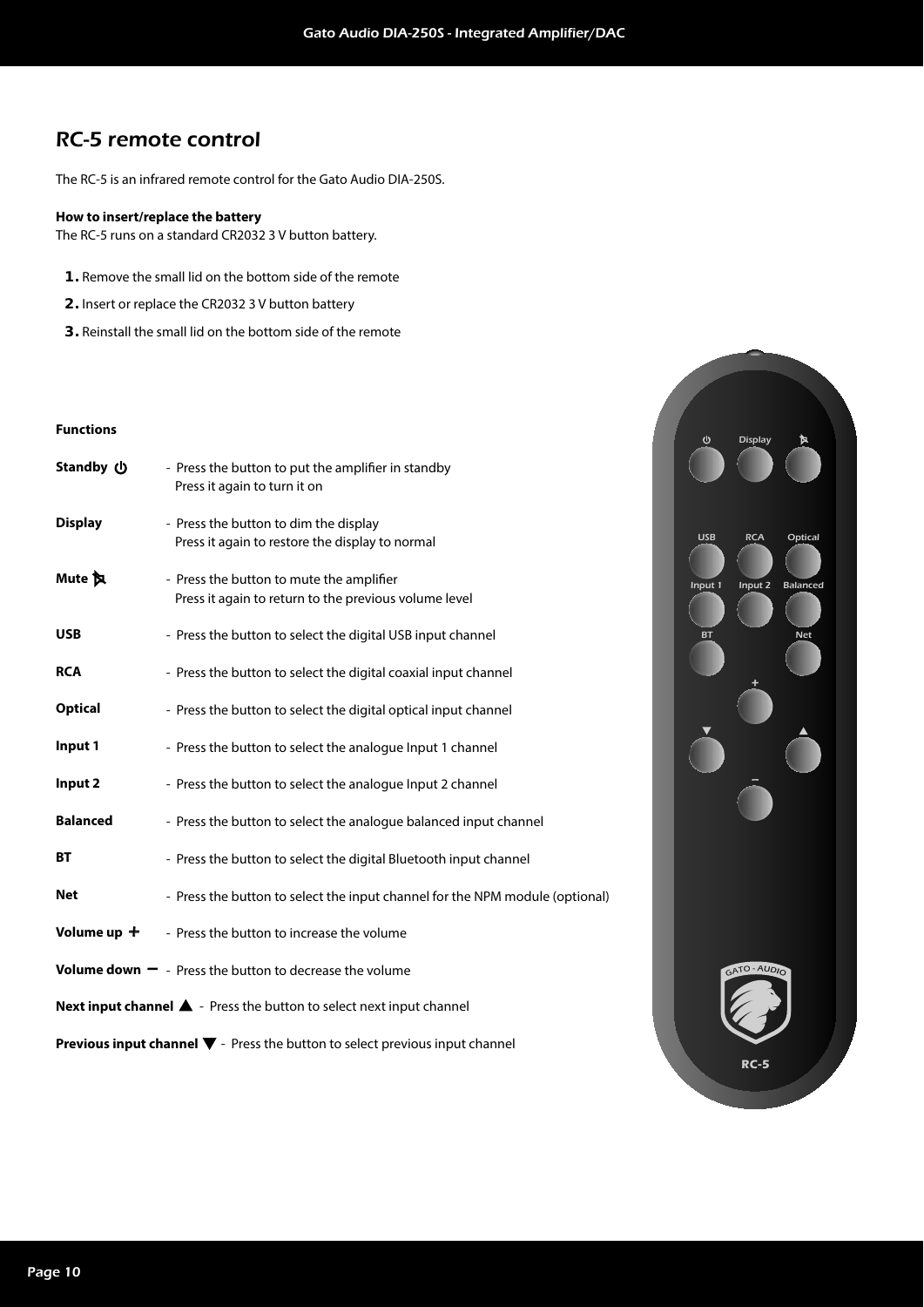## RC-5 remote control

The RC-5 is an infrared remote control for the Gato Audio DIA-250S.

**How to insert/replace the battery**
The RC-5 runs on a standard CR2032 3 V button battery.

1. Remove the small lid on the bottom side of the remote
2. Insert or replace the CR2032 3 V button battery
3. Reinstall the small lid on the bottom side of the remote

**Functions**

| | |
|---|---|
| **Standby** ⏻ | - Press the button to put the amplifier in standby<br>Press it again to turn it on |
| **Display** | - Press the button to dim the display<br>Press it again to restore the display to normal |
| **Mute** | - Press the button to mute the amplifier<br>Press it again to return to the previous volume level |
| **USB** | - Press the button to select the digital USB input channel |
| **RCA** | - Press the button to select the digital coaxial input channel |
| **Optical** | - Press the button to select the digital optical input channel |
| **Input 1** | - Press the button to select the analogue Input 1 channel |
| **Input 2** | - Press the button to select the analogue Input 2 channel |
| **Balanced** | - Press the button to select the analogue balanced input channel |
| **BT** | - Press the button to select the digital Bluetooth input channel |
| **Net** | - Press the button to select the input channel for the NPM module (optional) |
| **Volume up +** | - Press the button to increase the volume |
| **Volume down –** | - Press the button to decrease the volume |
| **Next input channel ▲** | - Press the button to select next input channel |
| **Previous input channel ▼** | - Press the button to select previous input channel |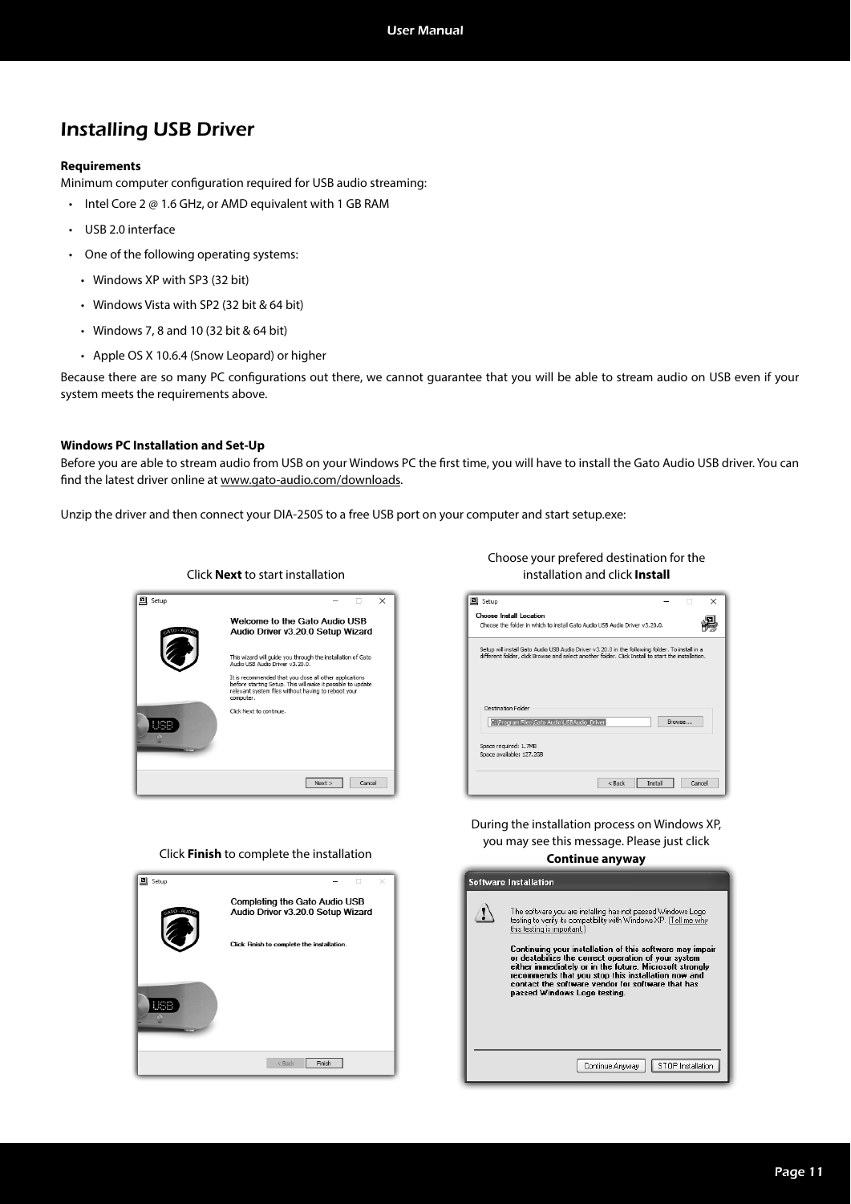# Installing USB Driver

**Requirements**

Minimum computer configuration required for USB audio streaming:

- Intel Core 2 @ 1.6 GHz, or AMD equivalent with 1 GB RAM
- USB 2.0 interface
- One of the following operating systems:
  - Windows XP with SP3 (32 bit)
  - Windows Vista with SP2 (32 bit & 64 bit)
  - Windows 7, 8 and 10 (32 bit & 64 bit)
  - Apple OS X 10.6.4 (Snow Leopard) or higher

Because there are so many PC configurations out there, we cannot guarantee that you will be able to stream audio on USB even if your system meets the requirements above.

**Windows PC Installation and Set-Up**

Before you are able to stream audio from USB on your Windows PC the first time, you will have to install the Gato Audio USB driver. You can find the latest driver online at www.gato-audio.com/downloads.

Unzip the driver and then connect your DIA-250S to a free USB port on your computer and start setup.exe:

Click **Next** to start installation

Choose your prefered destination for the installation and click **Install**

Click **Finish** to complete the installation

During the installation process on Windows XP, you may see this message. Please just click **Continue anyway**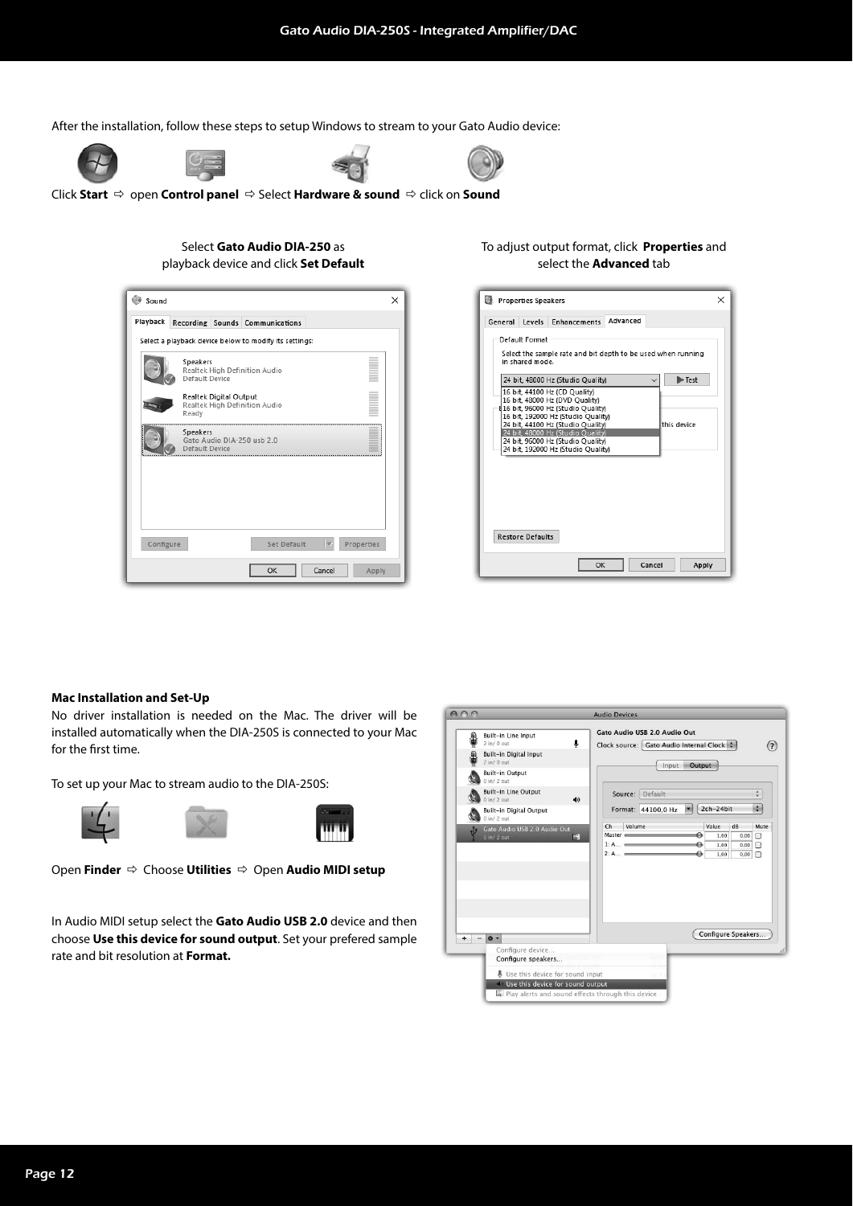After the installation, follow these steps to setup Windows to stream to your Gato Audio device:

Click **Start** ⇨ open **Control panel** ⇨ Select **Hardware & sound** ⇨ click on **Sound**

Select **Gato Audio DIA-250** as playback device and click **Set Default**

To adjust output format, click **Properties** and select the **Advanced** tab

**Mac Installation and Set-Up**

No driver installation is needed on the Mac. The driver will be installed automatically when the DIA-250S is connected to your Mac for the first time.

To set up your Mac to stream audio to the DIA-250S:

Open **Finder** ⇨ Choose **Utilities** ⇨ Open **Audio MIDI setup**

In Audio MIDI setup select the **Gato Audio USB 2.0** device and then choose **Use this device for sound output**. Set your prefered sample rate and bit resolution at **Format.**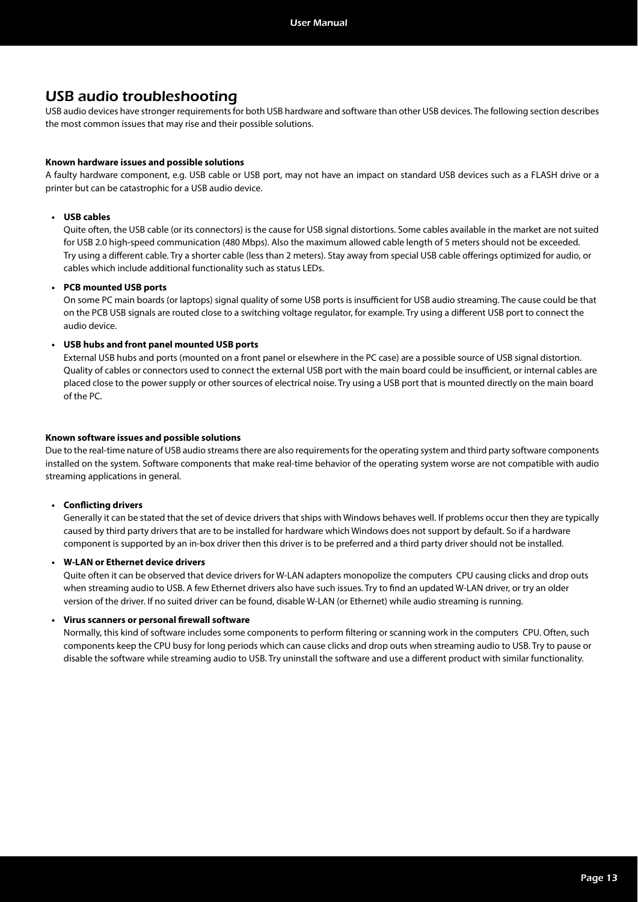## USB audio troubleshooting

USB audio devices have stronger requirements for both USB hardware and software than other USB devices. The following section describes the most common issues that may rise and their possible solutions.

**Known hardware issues and possible solutions**

A faulty hardware component, e.g. USB cable or USB port, may not have an impact on standard USB devices such as a FLASH drive or a printer but can be catastrophic for a USB audio device.

- **USB cables**
  Quite often, the USB cable (or its connectors) is the cause for USB signal distortions. Some cables available in the market are not suited for USB 2.0 high-speed communication (480 Mbps). Also the maximum allowed cable length of 5 meters should not be exceeded.
  Try using a different cable. Try a shorter cable (less than 2 meters). Stay away from special USB cable offerings optimized for audio, or cables which include additional functionality such as status LEDs.

- **PCB mounted USB ports**
  On some PC main boards (or laptops) signal quality of some USB ports is insufficient for USB audio streaming. The cause could be that on the PCB USB signals are routed close to a switching voltage regulator, for example. Try using a different USB port to connect the audio device.

- **USB hubs and front panel mounted USB ports**
  External USB hubs and ports (mounted on a front panel or elsewhere in the PC case) are a possible source of USB signal distortion. Quality of cables or connectors used to connect the external USB port with the main board could be insufficient, or internal cables are placed close to the power supply or other sources of electrical noise. Try using a USB port that is mounted directly on the main board of the PC.

**Known software issues and possible solutions**

Due to the real-time nature of USB audio streams there are also requirements for the operating system and third party software components installed on the system. Software components that make real-time behavior of the operating system worse are not compatible with audio streaming applications in general.

- **Conflicting drivers**
  Generally it can be stated that the set of device drivers that ships with Windows behaves well. If problems occur then they are typically caused by third party drivers that are to be installed for hardware which Windows does not support by default. So if a hardware component is supported by an in-box driver then this driver is to be preferred and a third party driver should not be installed.

- **W-LAN or Ethernet device drivers**
  Quite often it can be observed that device drivers for W-LAN adapters monopolize the computers CPU causing clicks and drop outs when streaming audio to USB. A few Ethernet drivers also have such issues. Try to find an updated W-LAN driver, or try an older version of the driver. If no suited driver can be found, disable W-LAN (or Ethernet) while audio streaming is running.

- **Virus scanners or personal firewall software**
  Normally, this kind of software includes some components to perform filtering or scanning work in the computers CPU. Often, such components keep the CPU busy for long periods which can cause clicks and drop outs when streaming audio to USB. Try to pause or disable the software while streaming audio to USB. Try uninstall the software and use a different product with similar functionality.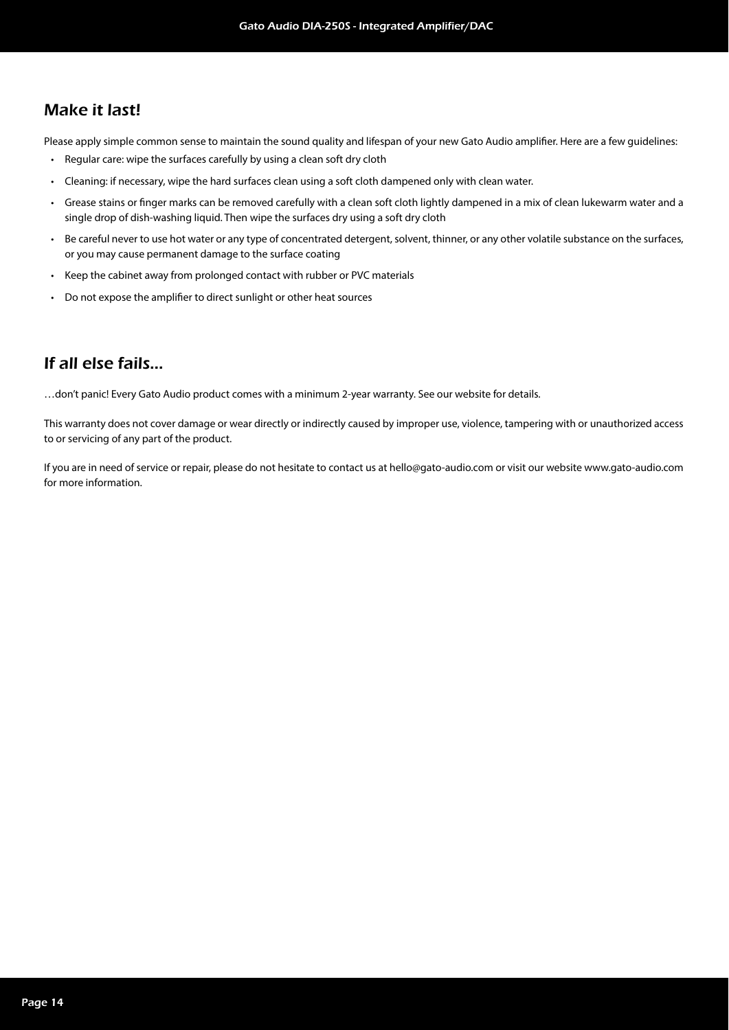## Make it last!

Please apply simple common sense to maintain the sound quality and lifespan of your new Gato Audio amplifier. Here are a few guidelines:

- Regular care: wipe the surfaces carefully by using a clean soft dry cloth
- Cleaning: if necessary, wipe the hard surfaces clean using a soft cloth dampened only with clean water.
- Grease stains or finger marks can be removed carefully with a clean soft cloth lightly dampened in a mix of clean lukewarm water and a single drop of dish-washing liquid. Then wipe the surfaces dry using a soft dry cloth
- Be careful never to use hot water or any type of concentrated detergent, solvent, thinner, or any other volatile substance on the surfaces, or you may cause permanent damage to the surface coating
- Keep the cabinet away from prolonged contact with rubber or PVC materials
- Do not expose the amplifier to direct sunlight or other heat sources

## If all else fails...

…don't panic! Every Gato Audio product comes with a minimum 2-year warranty. See our website for details.

This warranty does not cover damage or wear directly or indirectly caused by improper use, violence, tampering with or unauthorized access to or servicing of any part of the product.

If you are in need of service or repair, please do not hesitate to contact us at hello@gato-audio.com or visit our website www.gato-audio.com for more information.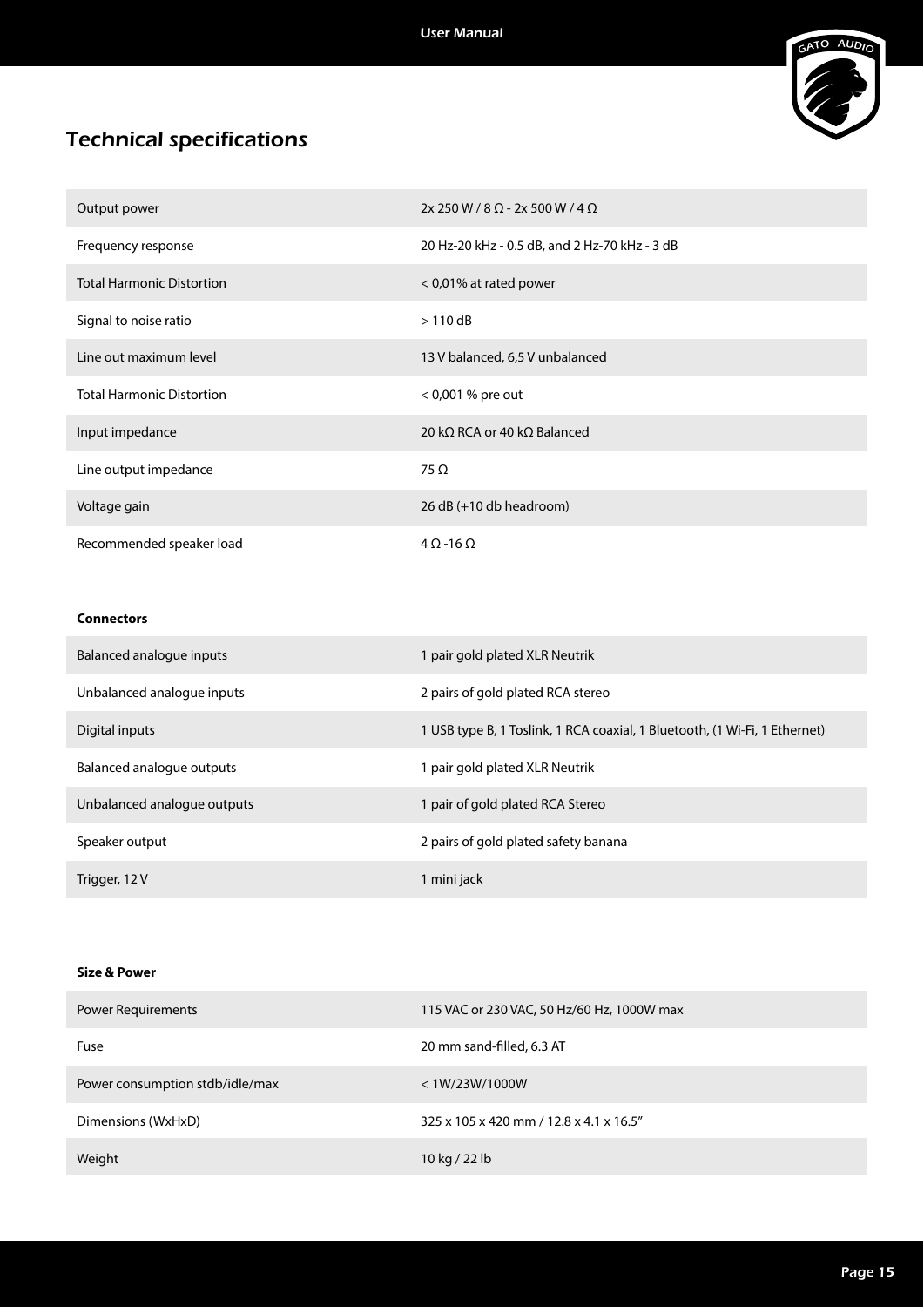# Technical specifications

| | |
|---|---|
| Output power | 2x 250 W / 8 Ω - 2x 500 W / 4 Ω |
| Frequency response | 20 Hz-20 kHz - 0.5 dB, and 2 Hz-70 kHz - 3 dB |
| Total Harmonic Distortion | < 0,01% at rated power |
| Signal to noise ratio | > 110 dB |
| Line out maximum level | 13 V balanced, 6,5 V unbalanced |
| Total Harmonic Distortion | < 0,001 % pre out |
| Input impedance | 20 kΩ RCA or 40 kΩ Balanced |
| Line output impedance | 75 Ω |
| Voltage gain | 26 dB (+10 db headroom) |
| Recommended speaker load | 4 Ω -16 Ω |

**Connectors**

| | |
|---|---|
| Balanced analogue inputs | 1 pair gold plated XLR Neutrik |
| Unbalanced analogue inputs | 2 pairs of gold plated RCA stereo |
| Digital inputs | 1 USB type B, 1 Toslink, 1 RCA coaxial, 1 Bluetooth, (1 Wi-Fi, 1 Ethernet) |
| Balanced analogue outputs | 1 pair gold plated XLR Neutrik |
| Unbalanced analogue outputs | 1 pair of gold plated RCA Stereo |
| Speaker output | 2 pairs of gold plated safety banana |
| Trigger, 12 V | 1 mini jack |

**Size & Power**

| | |
|---|---|
| Power Requirements | 115 VAC or 230 VAC, 50 Hz/60 Hz, 1000W max |
| Fuse | 20 mm sand-filled, 6.3 AT |
| Power consumption stdb/idle/max | < 1W/23W/1000W |
| Dimensions (WxHxD) | 325 x 105 x 420 mm / 12.8 x 4.1 x 16.5" |
| Weight | 10 kg / 22 lb |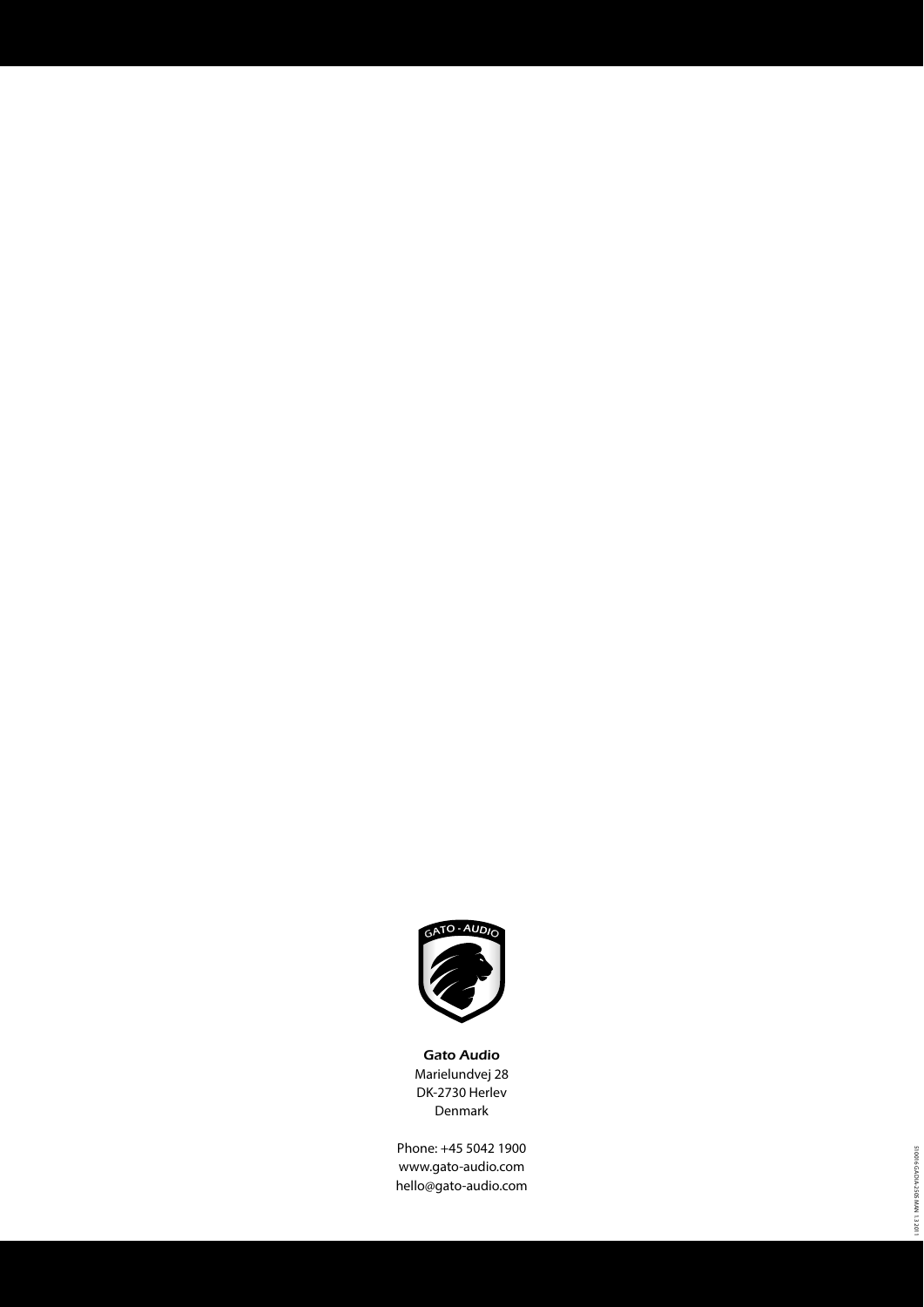**Gato Audio**
Marielundvej 28
DK-2730 Herlev
Denmark

Phone: +45 5042 1900
www.gato-audio.com
hello@gato-audio.com